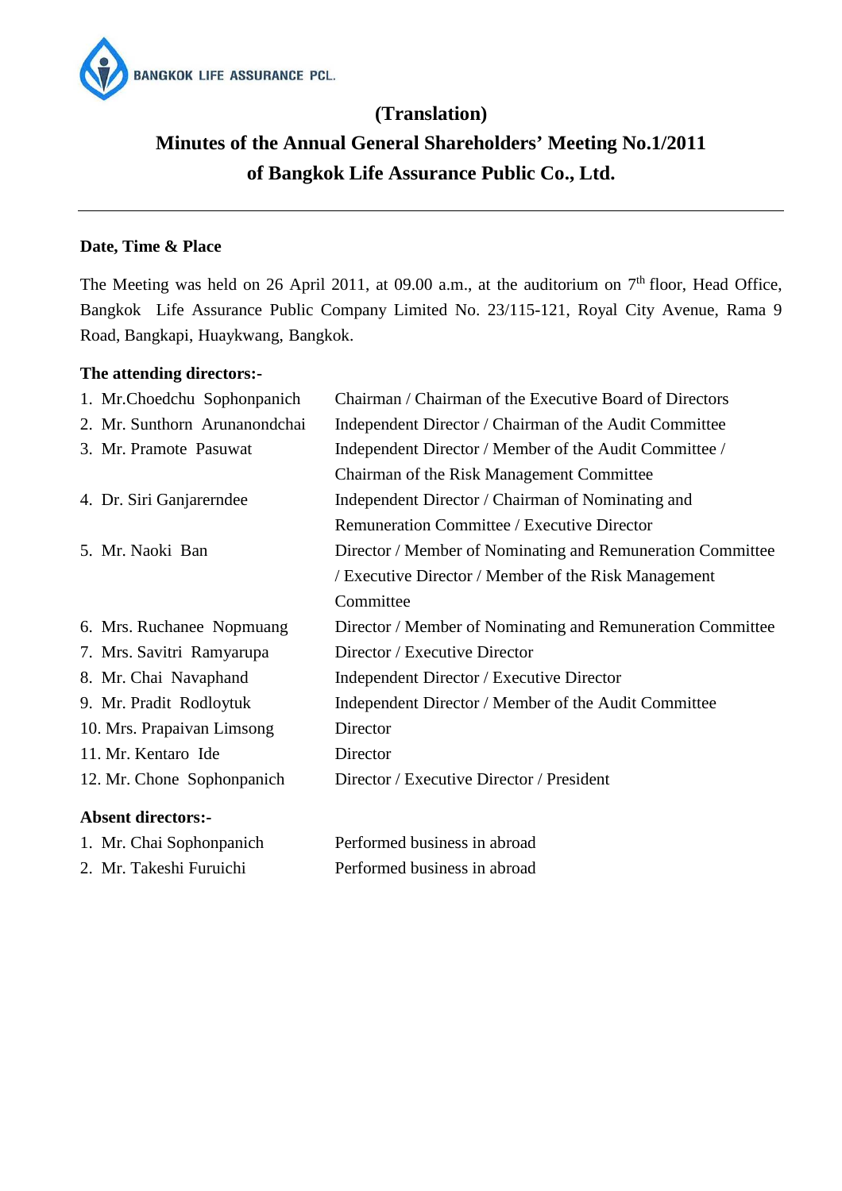BANGKOK LIFE ASSURANCE PCL.

# (Translation)

# Minutes of the Annual General Shareholders' Meeting No.1/2011 of Bangkok Life Assurance Public Co., Ltd.

---

**Date, Time & Place**

The Meeting was held on 26 April 2011, at 09.00 a.m., at the auditorium on 7th floor, Head Office, Bangkok Life Assurance Public Company Limited No. 23/115-121, Royal City Avenue, Rama 9 Road, Bangkapi, Huaykwang, Bangkok.

**The attending directors:-**

| | |
|---|---|
| 1. Mr.Choedchu Sophonpanich | Chairman / Chairman of the Executive Board of Directors |
| 2. Mr. Sunthorn Arunanondchai | Independent Director / Chairman of the Audit Committee |
| 3. Mr. Pramote Pasuwat | Independent Director / Member of the Audit Committee / Chairman of the Risk Management Committee |
| 4. Dr. Siri Ganjarerndee | Independent Director / Chairman of Nominating and Remuneration Committee / Executive Director |
| 5. Mr. Naoki Ban | Director / Member of Nominating and Remuneration Committee / Executive Director / Member of the Risk Management Committee |
| 6. Mrs. Ruchanee Nopmuang | Director / Member of Nominating and Remuneration Committee |
| 7. Mrs. Savitri Ramyarupa | Director / Executive Director |
| 8. Mr. Chai Navaphand | Independent Director / Executive Director |
| 9. Mr. Pradit Rodloytuk | Independent Director / Member of the Audit Committee |
| 10. Mrs. Prapaivan Limsong | Director |
| 11. Mr. Kentaro Ide | Director |
| 12. Mr. Chone Sophonpanich | Director / Executive Director / President |

**Absent directors:-**

| | |
|---|---|
| 1. Mr. Chai Sophonpanich | Performed business in abroad |
| 2. Mr. Takeshi Furuichi | Performed business in abroad |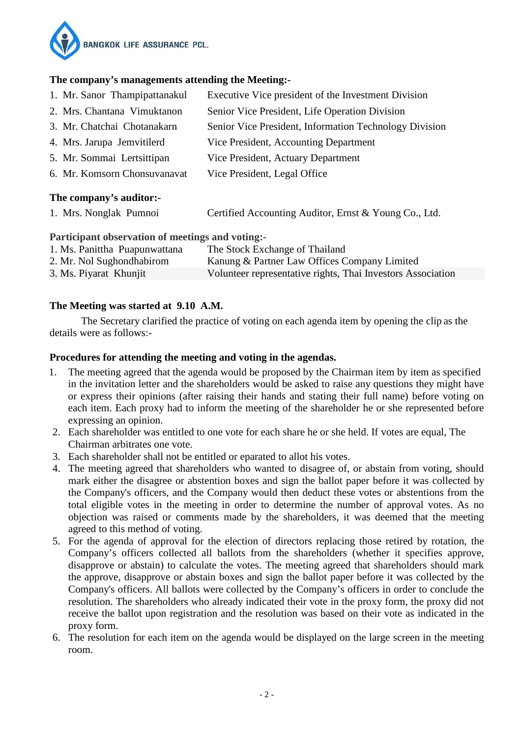**The company's managements attending the Meeting:-**

| | |
|---|---|
| 1. Mr. Sanor Thampipattanakul | Executive Vice president of the Investment Division |
| 2. Mrs. Chantana Vimuktanon | Senior Vice President, Life Operation Division |
| 3. Mr. Chatchai Chotanakarn | Senior Vice President, Information Technology Division |
| 4. Mrs. Jarupa Jemvitilerd | Vice President, Accounting Department |
| 5. Mr. Sommai Lertsittipan | Vice President, Actuary Department |
| 6. Mr. Komsorn Chonsuvanavat | Vice President, Legal Office |

**The company's auditor:-**

| | |
|---|---|
| 1. Mrs. Nonglak Pumnoi | Certified Accounting Auditor, Ernst & Young Co., Ltd. |

**Participant observation of meetings and voting:-**

| | |
|---|---|
| 1. Ms. Panittha Puapunwattana | The Stock Exchange of Thailand |
| 2. Mr. Nol Sughondhabirom | Kanung & Partner Law Offices Company Limited |
| 3. Ms. Piyarat Khunjit | Volunteer representative rights, Thai Investors Association |

**The Meeting was started at 9.10 A.M.**

The Secretary clarified the practice of voting on each agenda item by opening the clip as the details were as follows:-

**Procedures for attending the meeting and voting in the agendas.**

1. The meeting agreed that the agenda would be proposed by the Chairman item by item as specified in the invitation letter and the shareholders would be asked to raise any questions they might have or express their opinions (after raising their hands and stating their full name) before voting on each item. Each proxy had to inform the meeting of the shareholder he or she represented before expressing an opinion.
2. Each shareholder was entitled to one vote for each share he or she held. If votes are equal, The Chairman arbitrates one vote.
3. Each shareholder shall not be entitled or eparated to allot his votes.
4. The meeting agreed that shareholders who wanted to disagree of, or abstain from voting, should mark either the disagree or abstention boxes and sign the ballot paper before it was collected by the Company's officers, and the Company would then deduct these votes or abstentions from the total eligible votes in the meeting in order to determine the number of approval votes. As no objection was raised or comments made by the shareholders, it was deemed that the meeting agreed to this method of voting.
5. For the agenda of approval for the election of directors replacing those retired by rotation, the Company's officers collected all ballots from the shareholders (whether it specifies approve, disapprove or abstain) to calculate the votes. The meeting agreed that shareholders should mark the approve, disapprove or abstain boxes and sign the ballot paper before it was collected by the Company's officers. All ballots were collected by the Company's officers in order to conclude the resolution. The shareholders who already indicated their vote in the proxy form, the proxy did not receive the ballot upon registration and the resolution was based on their vote as indicated in the proxy form.
6. The resolution for each item on the agenda would be displayed on the large screen in the meeting room.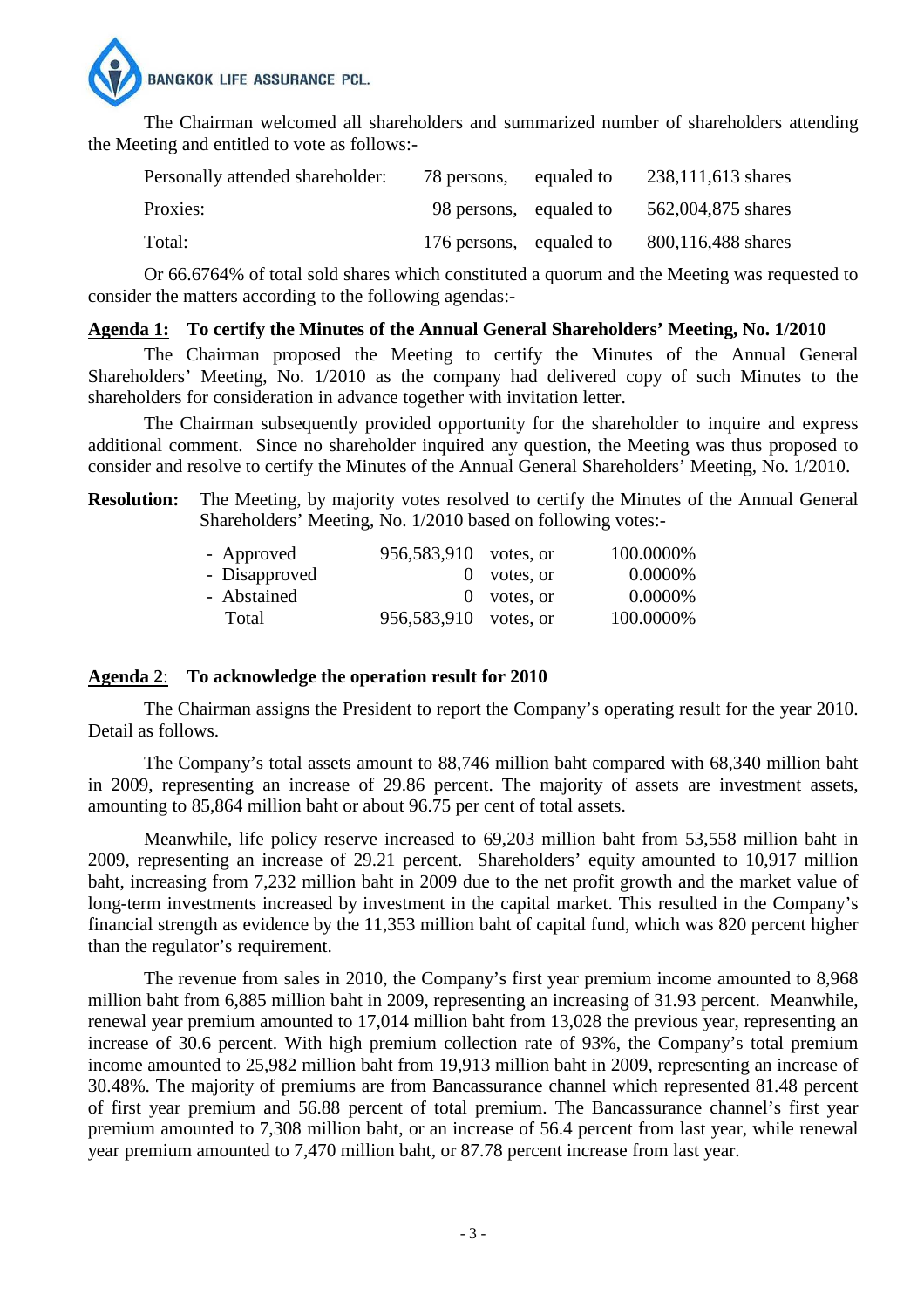The Chairman welcomed all shareholders and summarized number of shareholders attending the Meeting and entitled to vote as follows:-

| | | | |
|---|---|---|---|
| Personally attended shareholder: | 78 persons, | equaled to | 238,111,613 shares |
| Proxies: | 98 persons, | equaled to | 562,004,875 shares |
| Total: | 176 persons, | equaled to | 800,116,488 shares |

Or 66.6764% of total sold shares which constituted a quorum and the Meeting was requested to consider the matters according to the following agendas:-

**Agenda 1: To certify the Minutes of the Annual General Shareholders' Meeting, No. 1/2010**

The Chairman proposed the Meeting to certify the Minutes of the Annual General Shareholders' Meeting, No. 1/2010 as the company had delivered copy of such Minutes to the shareholders for consideration in advance together with invitation letter.

The Chairman subsequently provided opportunity for the shareholder to inquire and express additional comment. Since no shareholder inquired any question, the Meeting was thus proposed to consider and resolve to certify the Minutes of the Annual General Shareholders' Meeting, No. 1/2010.

**Resolution:** The Meeting, by majority votes resolved to certify the Minutes of the Annual General Shareholders' Meeting, No. 1/2010 based on following votes:-

| | | | |
|---|---|---|---|
| - Approved | 956,583,910 | votes, or | 100.0000% |
| - Disapproved | 0 | votes, or | 0.0000% |
| - Abstained | 0 | votes, or | 0.0000% |
| Total | 956,583,910 | votes, or | 100.0000% |

**Agenda 2: To acknowledge the operation result for 2010**

The Chairman assigns the President to report the Company's operating result for the year 2010. Detail as follows.

The Company's total assets amount to 88,746 million baht compared with 68,340 million baht in 2009, representing an increase of 29.86 percent. The majority of assets are investment assets, amounting to 85,864 million baht or about 96.75 per cent of total assets.

Meanwhile, life policy reserve increased to 69,203 million baht from 53,558 million baht in 2009, representing an increase of 29.21 percent. Shareholders' equity amounted to 10,917 million baht, increasing from 7,232 million baht in 2009 due to the net profit growth and the market value of long-term investments increased by investment in the capital market. This resulted in the Company's financial strength as evidence by the 11,353 million baht of capital fund, which was 820 percent higher than the regulator's requirement.

The revenue from sales in 2010, the Company's first year premium income amounted to 8,968 million baht from 6,885 million baht in 2009, representing an increasing of 31.93 percent. Meanwhile, renewal year premium amounted to 17,014 million baht from 13,028 the previous year, representing an increase of 30.6 percent. With high premium collection rate of 93%, the Company's total premium income amounted to 25,982 million baht from 19,913 million baht in 2009, representing an increase of 30.48%. The majority of premiums are from Bancassurance channel which represented 81.48 percent of first year premium and 56.88 percent of total premium. The Bancassurance channel's first year premium amounted to 7,308 million baht, or an increase of 56.4 percent from last year, while renewal year premium amounted to 7,470 million baht, or 87.78 percent increase from last year.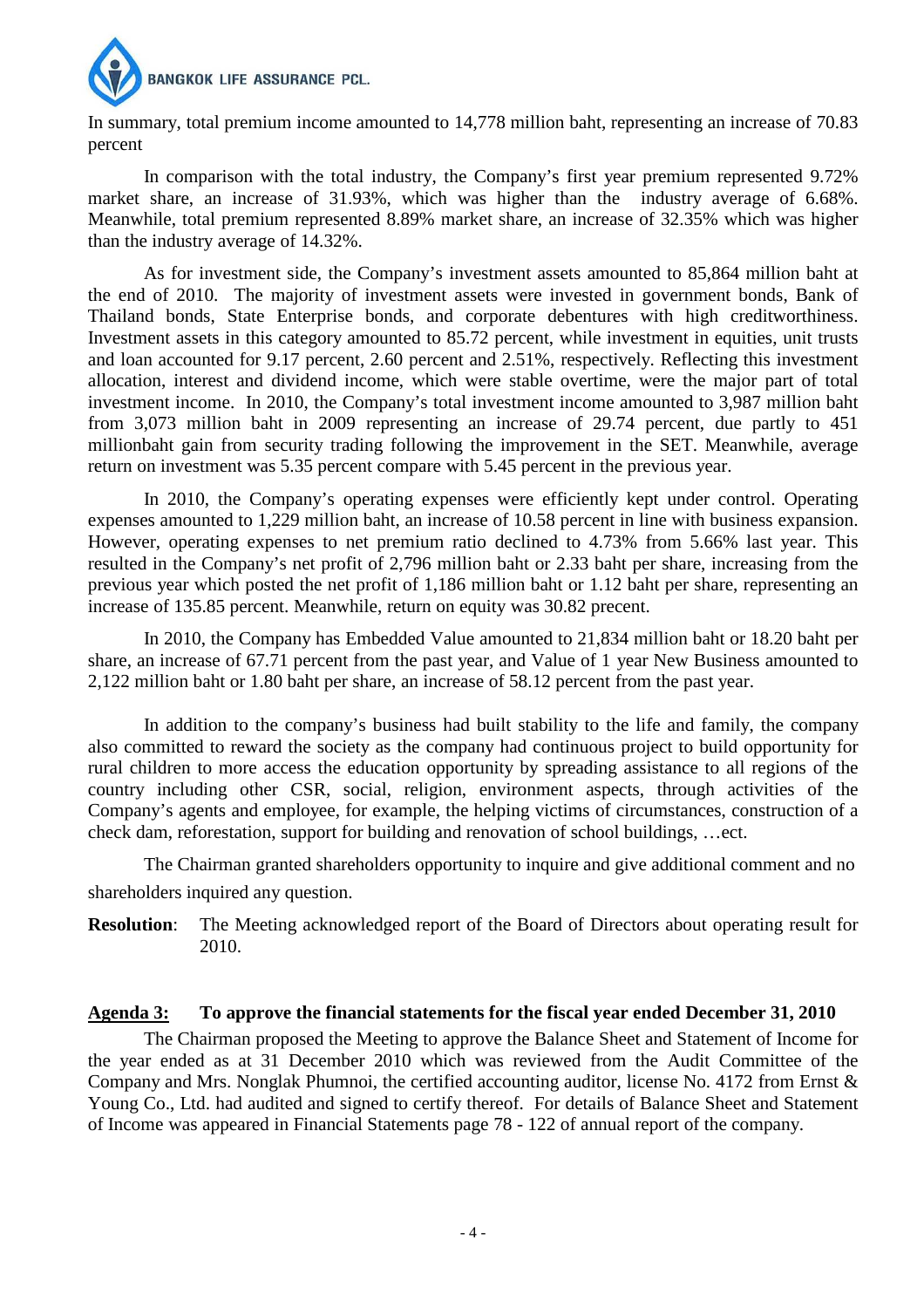In summary, total premium income amounted to 14,778 million baht, representing an increase of 70.83 percent

In comparison with the total industry, the Company's first year premium represented 9.72% market share, an increase of 31.93%, which was higher than the industry average of 6.68%. Meanwhile, total premium represented 8.89% market share, an increase of 32.35% which was higher than the industry average of 14.32%.

As for investment side, the Company's investment assets amounted to 85,864 million baht at the end of 2010. The majority of investment assets were invested in government bonds, Bank of Thailand bonds, State Enterprise bonds, and corporate debentures with high creditworthiness. Investment assets in this category amounted to 85.72 percent, while investment in equities, unit trusts and loan accounted for 9.17 percent, 2.60 percent and 2.51%, respectively. Reflecting this investment allocation, interest and dividend income, which were stable overtime, were the major part of total investment income. In 2010, the Company's total investment income amounted to 3,987 million baht from 3,073 million baht in 2009 representing an increase of 29.74 percent, due partly to 451 millionbaht gain from security trading following the improvement in the SET. Meanwhile, average return on investment was 5.35 percent compare with 5.45 percent in the previous year.

In 2010, the Company's operating expenses were efficiently kept under control. Operating expenses amounted to 1,229 million baht, an increase of 10.58 percent in line with business expansion. However, operating expenses to net premium ratio declined to 4.73% from 5.66% last year. This resulted in the Company's net profit of 2,796 million baht or 2.33 baht per share, increasing from the previous year which posted the net profit of 1,186 million baht or 1.12 baht per share, representing an increase of 135.85 percent. Meanwhile, return on equity was 30.82 precent.

In 2010, the Company has Embedded Value amounted to 21,834 million baht or 18.20 baht per share, an increase of 67.71 percent from the past year, and Value of 1 year New Business amounted to 2,122 million baht or 1.80 baht per share, an increase of 58.12 percent from the past year.

In addition to the company's business had built stability to the life and family, the company also committed to reward the society as the company had continuous project to build opportunity for rural children to more access the education opportunity by spreading assistance to all regions of the country including other CSR, social, religion, environment aspects, through activities of the Company's agents and employee, for example, the helping victims of circumstances, construction of a check dam, reforestation, support for building and renovation of school buildings, …ect.

The Chairman granted shareholders opportunity to inquire and give additional comment and no shareholders inquired any question.

**Resolution**: The Meeting acknowledged report of the Board of Directors about operating result for 2010.

**<u>Agenda 3:</u> To approve the financial statements for the fiscal year ended December 31, 2010**

The Chairman proposed the Meeting to approve the Balance Sheet and Statement of Income for the year ended as at 31 December 2010 which was reviewed from the Audit Committee of the Company and Mrs. Nonglak Phumnoi, the certified accounting auditor, license No. 4172 from Ernst & Young Co., Ltd. had audited and signed to certify thereof. For details of Balance Sheet and Statement of Income was appeared in Financial Statements page 78 - 122 of annual report of the company.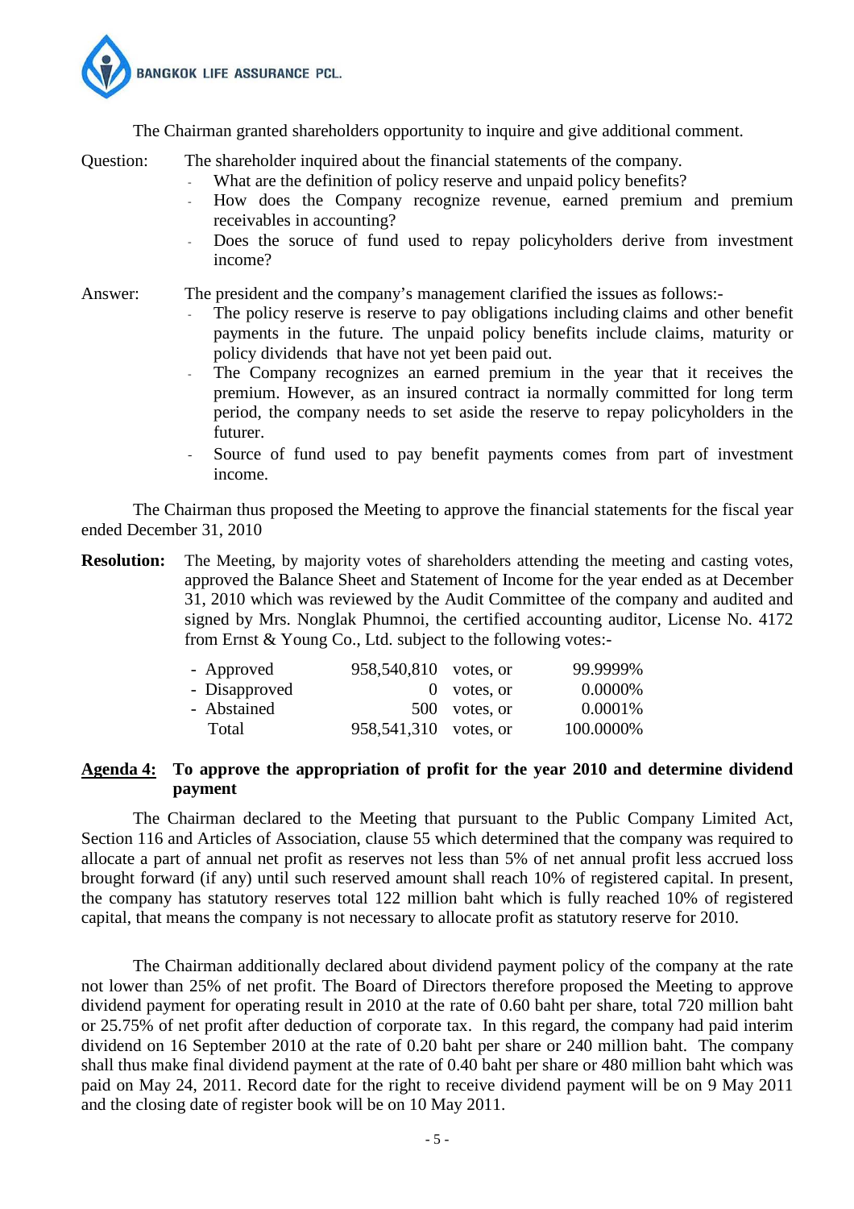The Chairman granted shareholders opportunity to inquire and give additional comment.

Question: The shareholder inquired about the financial statements of the company.

- What are the definition of policy reserve and unpaid policy benefits?
- How does the Company recognize revenue, earned premium and premium receivables in accounting?
- Does the soruce of fund used to repay policyholders derive from investment income?

Answer: The president and the company's management clarified the issues as follows:-

- The policy reserve is reserve to pay obligations including claims and other benefit payments in the future. The unpaid policy benefits include claims, maturity or policy dividends that have not yet been paid out.
- The Company recognizes an earned premium in the year that it receives the premium. However, as an insured contract ia normally committed for long term period, the company needs to set aside the reserve to repay policyholders in the futurer.
- Source of fund used to pay benefit payments comes from part of investment income.

The Chairman thus proposed the Meeting to approve the financial statements for the fiscal year ended December 31, 2010

**Resolution:** The Meeting, by majority votes of shareholders attending the meeting and casting votes, approved the Balance Sheet and Statement of Income for the year ended as at December 31, 2010 which was reviewed by the Audit Committee of the company and audited and signed by Mrs. Nonglak Phumnoi, the certified accounting auditor, License No. 4172 from Ernst & Young Co., Ltd. subject to the following votes:-

| | | | |
|---|---|---|---|
| - Approved | 958,540,810 | votes, or | 99.9999% |
| - Disapproved | 0 | votes, or | 0.0000% |
| - Abstained | 500 | votes, or | 0.0001% |
| Total | 958,541,310 | votes, or | 100.0000% |

## Agenda 4: To approve the appropriation of profit for the year 2010 and determine dividend payment

The Chairman declared to the Meeting that pursuant to the Public Company Limited Act, Section 116 and Articles of Association, clause 55 which determined that the company was required to allocate a part of annual net profit as reserves not less than 5% of net annual profit less accrued loss brought forward (if any) until such reserved amount shall reach 10% of registered capital. In present, the company has statutory reserves total 122 million baht which is fully reached 10% of registered capital, that means the company is not necessary to allocate profit as statutory reserve for 2010.

The Chairman additionally declared about dividend payment policy of the company at the rate not lower than 25% of net profit. The Board of Directors therefore proposed the Meeting to approve dividend payment for operating result in 2010 at the rate of 0.60 baht per share, total 720 million baht or 25.75% of net profit after deduction of corporate tax. In this regard, the company had paid interim dividend on 16 September 2010 at the rate of 0.20 baht per share or 240 million baht. The company shall thus make final dividend payment at the rate of 0.40 baht per share or 480 million baht which was paid on May 24, 2011. Record date for the right to receive dividend payment will be on 9 May 2011 and the closing date of register book will be on 10 May 2011.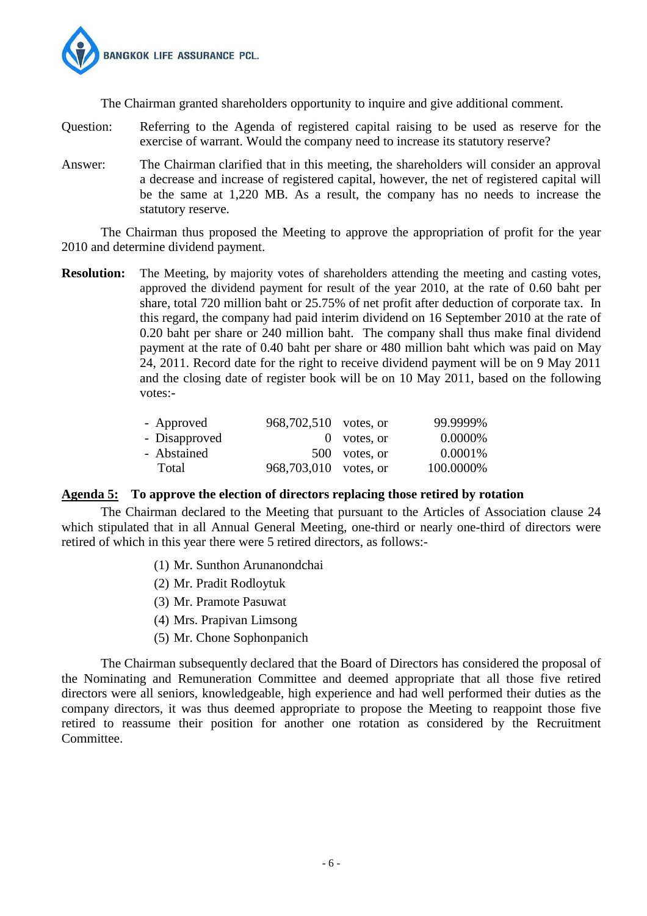The Chairman granted shareholders opportunity to inquire and give additional comment.

Question: Referring to the Agenda of registered capital raising to be used as reserve for the exercise of warrant. Would the company need to increase its statutory reserve?

Answer: The Chairman clarified that in this meeting, the shareholders will consider an approval a decrease and increase of registered capital, however, the net of registered capital will be the same at 1,220 MB. As a result, the company has no needs to increase the statutory reserve.

The Chairman thus proposed the Meeting to approve the appropriation of profit for the year 2010 and determine dividend payment.

**Resolution:** The Meeting, by majority votes of shareholders attending the meeting and casting votes, approved the dividend payment for result of the year 2010, at the rate of 0.60 baht per share, total 720 million baht or 25.75% of net profit after deduction of corporate tax. In this regard, the company had paid interim dividend on 16 September 2010 at the rate of 0.20 baht per share or 240 million baht. The company shall thus make final dividend payment at the rate of 0.40 baht per share or 480 million baht which was paid on May 24, 2011. Record date for the right to receive dividend payment will be on 9 May 2011 and the closing date of register book will be on 10 May 2011, based on the following votes:-

| | | | |
|---|---|---|---|
| - Approved | 968,702,510 | votes, or | 99.9999% |
| - Disapproved | 0 | votes, or | 0.0000% |
| - Abstained | 500 | votes, or | 0.0001% |
| Total | 968,703,010 | votes, or | 100.0000% |

**Agenda 5: To approve the election of directors replacing those retired by rotation**

The Chairman declared to the Meeting that pursuant to the Articles of Association clause 24 which stipulated that in all Annual General Meeting, one-third or nearly one-third of directors were retired of which in this year there were 5 retired directors, as follows:-

(1) Mr. Sunthon Arunanondchai
(2) Mr. Pradit Rodloytuk
(3) Mr. Pramote Pasuwat
(4) Mrs. Prapivan Limsong
(5) Mr. Chone Sophonpanich

The Chairman subsequently declared that the Board of Directors has considered the proposal of the Nominating and Remuneration Committee and deemed appropriate that all those five retired directors were all seniors, knowledgeable, high experience and had well performed their duties as the company directors, it was thus deemed appropriate to propose the Meeting to reappoint those five retired to reassume their position for another one rotation as considered by the Recruitment Committee.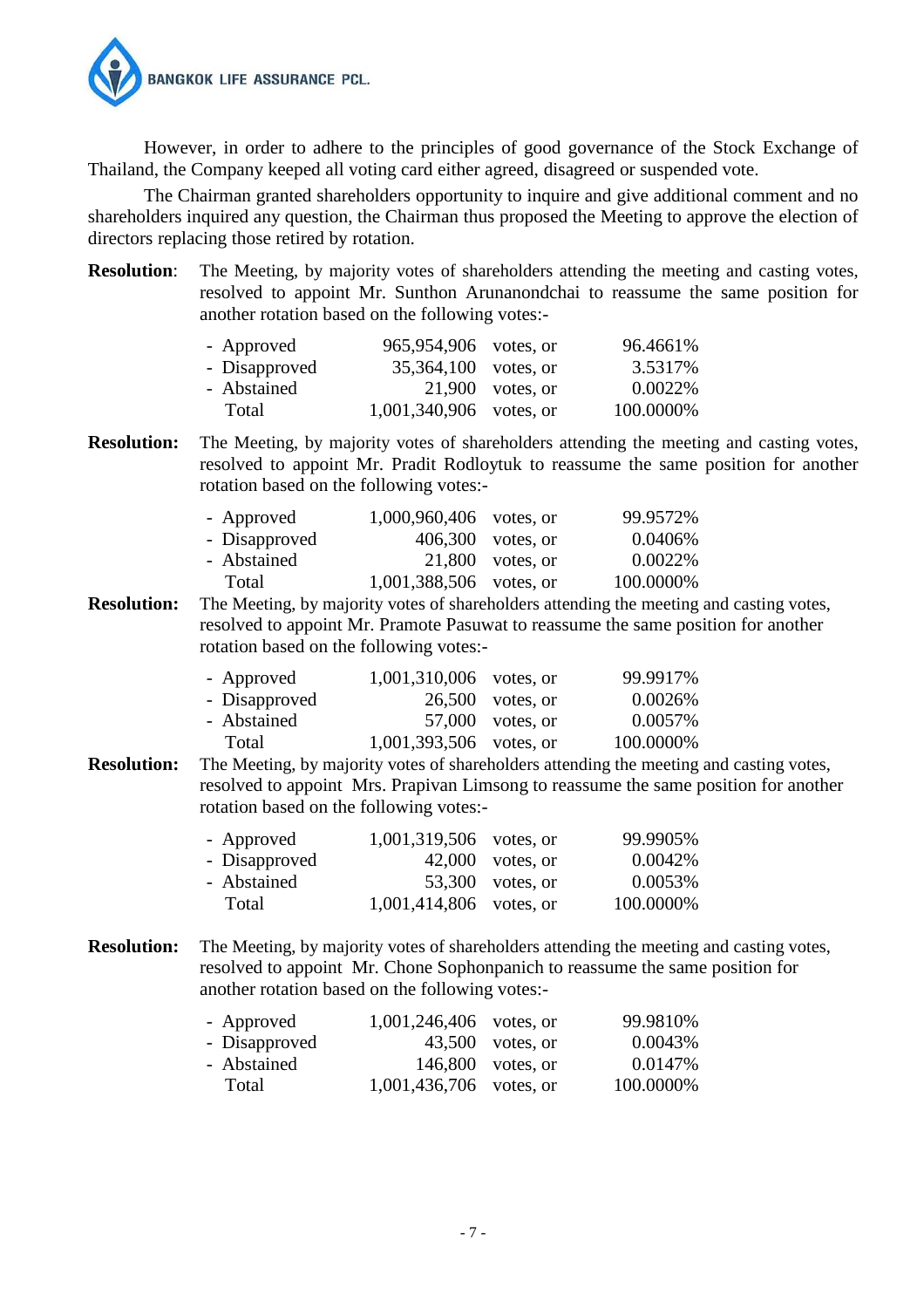However, in order to adhere to the principles of good governance of the Stock Exchange of Thailand, the Company keeped all voting card either agreed, disagreed or suspended vote.

The Chairman granted shareholders opportunity to inquire and give additional comment and no shareholders inquired any question, the Chairman thus proposed the Meeting to approve the election of directors replacing those retired by rotation.

**Resolution**: The Meeting, by majority votes of shareholders attending the meeting and casting votes, resolved to appoint Mr. Sunthon Arunanondchai to reassume the same position for another rotation based on the following votes:-

| | | | |
|---|---|---|---|
| - Approved | 965,954,906 | votes, or | 96.4661% |
| - Disapproved | 35,364,100 | votes, or | 3.5317% |
| - Abstained | 21,900 | votes, or | 0.0022% |
| Total | 1,001,340,906 | votes, or | 100.0000% |

**Resolution:** The Meeting, by majority votes of shareholders attending the meeting and casting votes, resolved to appoint Mr. Pradit Rodloytuk to reassume the same position for another rotation based on the following votes:-

| | | | |
|---|---|---|---|
| - Approved | 1,000,960,406 | votes, or | 99.9572% |
| - Disapproved | 406,300 | votes, or | 0.0406% |
| - Abstained | 21,800 | votes, or | 0.0022% |
| Total | 1,001,388,506 | votes, or | 100.0000% |

**Resolution:** The Meeting, by majority votes of shareholders attending the meeting and casting votes, resolved to appoint Mr. Pramote Pasuwat to reassume the same position for another rotation based on the following votes:-

| | | | |
|---|---|---|---|
| - Approved | 1,001,310,006 | votes, or | 99.9917% |
| - Disapproved | 26,500 | votes, or | 0.0026% |
| - Abstained | 57,000 | votes, or | 0.0057% |
| Total | 1,001,393,506 | votes, or | 100.0000% |

**Resolution:** The Meeting, by majority votes of shareholders attending the meeting and casting votes, resolved to appoint Mrs. Prapivan Limsong to reassume the same position for another rotation based on the following votes:-

| | | | |
|---|---|---|---|
| - Approved | 1,001,319,506 | votes, or | 99.9905% |
| - Disapproved | 42,000 | votes, or | 0.0042% |
| - Abstained | 53,300 | votes, or | 0.0053% |
| Total | 1,001,414,806 | votes, or | 100.0000% |

**Resolution:** The Meeting, by majority votes of shareholders attending the meeting and casting votes, resolved to appoint Mr. Chone Sophonpanich to reassume the same position for another rotation based on the following votes:-

| | | | |
|---|---|---|---|
| - Approved | 1,001,246,406 | votes, or | 99.9810% |
| - Disapproved | 43,500 | votes, or | 0.0043% |
| - Abstained | 146,800 | votes, or | 0.0147% |
| Total | 1,001,436,706 | votes, or | 100.0000% |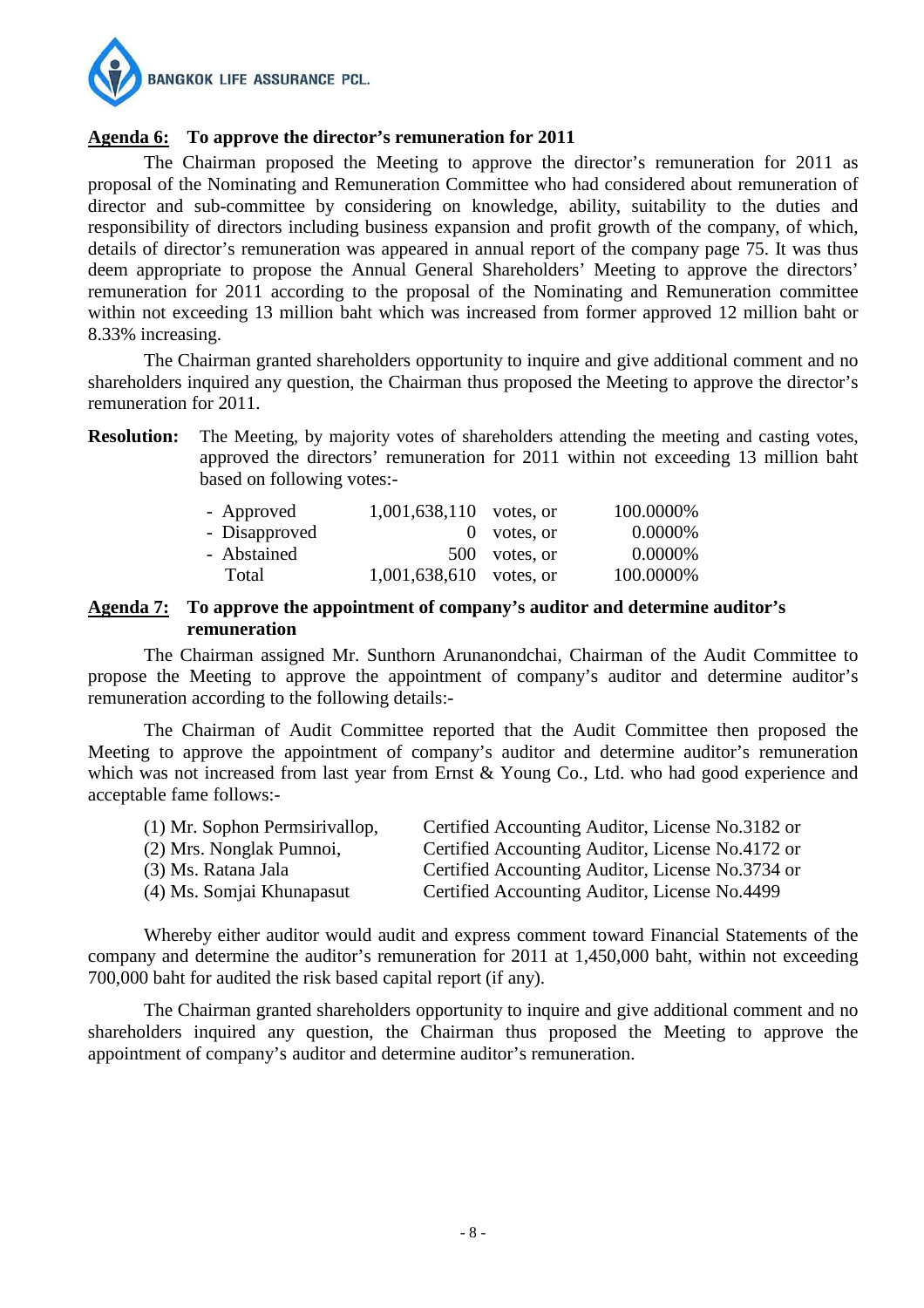**Agenda 6: To approve the director's remuneration for 2011**

The Chairman proposed the Meeting to approve the director's remuneration for 2011 as proposal of the Nominating and Remuneration Committee who had considered about remuneration of director and sub-committee by considering on knowledge, ability, suitability to the duties and responsibility of directors including business expansion and profit growth of the company, of which, details of director's remuneration was appeared in annual report of the company page 75. It was thus deem appropriate to propose the Annual General Shareholders' Meeting to approve the directors' remuneration for 2011 according to the proposal of the Nominating and Remuneration committee within not exceeding 13 million baht which was increased from former approved 12 million baht or 8.33% increasing.

The Chairman granted shareholders opportunity to inquire and give additional comment and no shareholders inquired any question, the Chairman thus proposed the Meeting to approve the director's remuneration for 2011.

**Resolution:** The Meeting, by majority votes of shareholders attending the meeting and casting votes, approved the directors' remuneration for 2011 within not exceeding 13 million baht based on following votes:-

| | | | |
|---|---|---|---|
| - Approved | 1,001,638,110 | votes, or | 100.0000% |
| - Disapproved | 0 | votes, or | 0.0000% |
| - Abstained | 500 | votes, or | 0.0000% |
| Total | 1,001,638,610 | votes, or | 100.0000% |

**Agenda 7: To approve the appointment of company's auditor and determine auditor's remuneration**

The Chairman assigned Mr. Sunthorn Arunanondchai, Chairman of the Audit Committee to propose the Meeting to approve the appointment of company's auditor and determine auditor's remuneration according to the following details:-

The Chairman of Audit Committee reported that the Audit Committee then proposed the Meeting to approve the appointment of company's auditor and determine auditor's remuneration which was not increased from last year from Ernst & Young Co., Ltd. who had good experience and acceptable fame follows:-

| | |
|---|---|
| (1) Mr. Sophon Permsirivallop, | Certified Accounting Auditor, License No.3182 or |
| (2) Mrs. Nonglak Pumnoi, | Certified Accounting Auditor, License No.4172 or |
| (3) Ms. Ratana Jala | Certified Accounting Auditor, License No.3734 or |
| (4) Ms. Somjai Khunapasut | Certified Accounting Auditor, License No.4499 |

Whereby either auditor would audit and express comment toward Financial Statements of the company and determine the auditor's remuneration for 2011 at 1,450,000 baht, within not exceeding 700,000 baht for audited the risk based capital report (if any).

The Chairman granted shareholders opportunity to inquire and give additional comment and no shareholders inquired any question, the Chairman thus proposed the Meeting to approve the appointment of company's auditor and determine auditor's remuneration.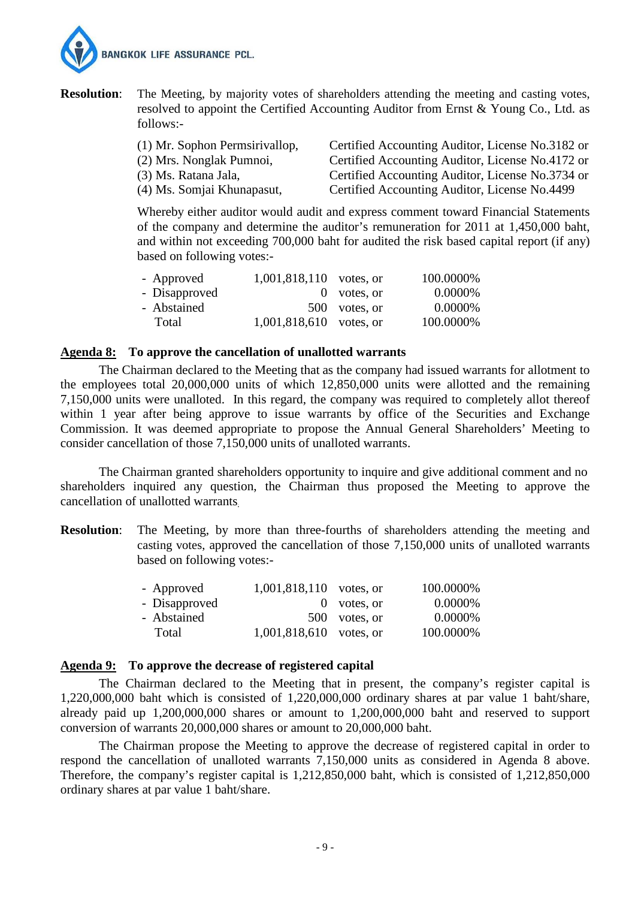**Resolution**: The Meeting, by majority votes of shareholders attending the meeting and casting votes, resolved to appoint the Certified Accounting Auditor from Ernst & Young Co., Ltd. as follows:-

| | |
|---|---|
| (1) Mr. Sophon Permsirivallop, | Certified Accounting Auditor, License No.3182 or |
| (2) Mrs. Nonglak Pumnoi, | Certified Accounting Auditor, License No.4172 or |
| (3) Ms. Ratana Jala, | Certified Accounting Auditor, License No.3734 or |
| (4) Ms. Somjai Khunapasut, | Certified Accounting Auditor, License No.4499 |

Whereby either auditor would audit and express comment toward Financial Statements of the company and determine the auditor's remuneration for 2011 at 1,450,000 baht, and within not exceeding 700,000 baht for audited the risk based capital report (if any) based on following votes:-

| | | | |
|---|---|---|---|
| - Approved | 1,001,818,110 | votes, or | 100.0000% |
| - Disapproved | 0 | votes, or | 0.0000% |
| - Abstained | 500 | votes, or | 0.0000% |
| Total | 1,001,818,610 | votes, or | 100.0000% |

**Agenda 8: To approve the cancellation of unallotted warrants**

The Chairman declared to the Meeting that as the company had issued warrants for allotment to the employees total 20,000,000 units of which 12,850,000 units were allotted and the remaining 7,150,000 units were unalloted. In this regard, the company was required to completely allot thereof within 1 year after being approve to issue warrants by office of the Securities and Exchange Commission. It was deemed appropriate to propose the Annual General Shareholders' Meeting to consider cancellation of those 7,150,000 units of unalloted warrants.

The Chairman granted shareholders opportunity to inquire and give additional comment and no shareholders inquired any question, the Chairman thus proposed the Meeting to approve the cancellation of unallotted warrants.

**Resolution**: The Meeting, by more than three-fourths of shareholders attending the meeting and casting votes, approved the cancellation of those 7,150,000 units of unalloted warrants based on following votes:-

| | | | |
|---|---|---|---|
| - Approved | 1,001,818,110 | votes, or | 100.0000% |
| - Disapproved | 0 | votes, or | 0.0000% |
| - Abstained | 500 | votes, or | 0.0000% |
| Total | 1,001,818,610 | votes, or | 100.0000% |

**Agenda 9: To approve the decrease of registered capital**

The Chairman declared to the Meeting that in present, the company's register capital is 1,220,000,000 baht which is consisted of 1,220,000,000 ordinary shares at par value 1 baht/share, already paid up 1,200,000,000 shares or amount to 1,200,000,000 baht and reserved to support conversion of warrants 20,000,000 shares or amount to 20,000,000 baht.

The Chairman propose the Meeting to approve the decrease of registered capital in order to respond the cancellation of unalloted warrants 7,150,000 units as considered in Agenda 8 above. Therefore, the company's register capital is 1,212,850,000 baht, which is consisted of 1,212,850,000 ordinary shares at par value 1 baht/share.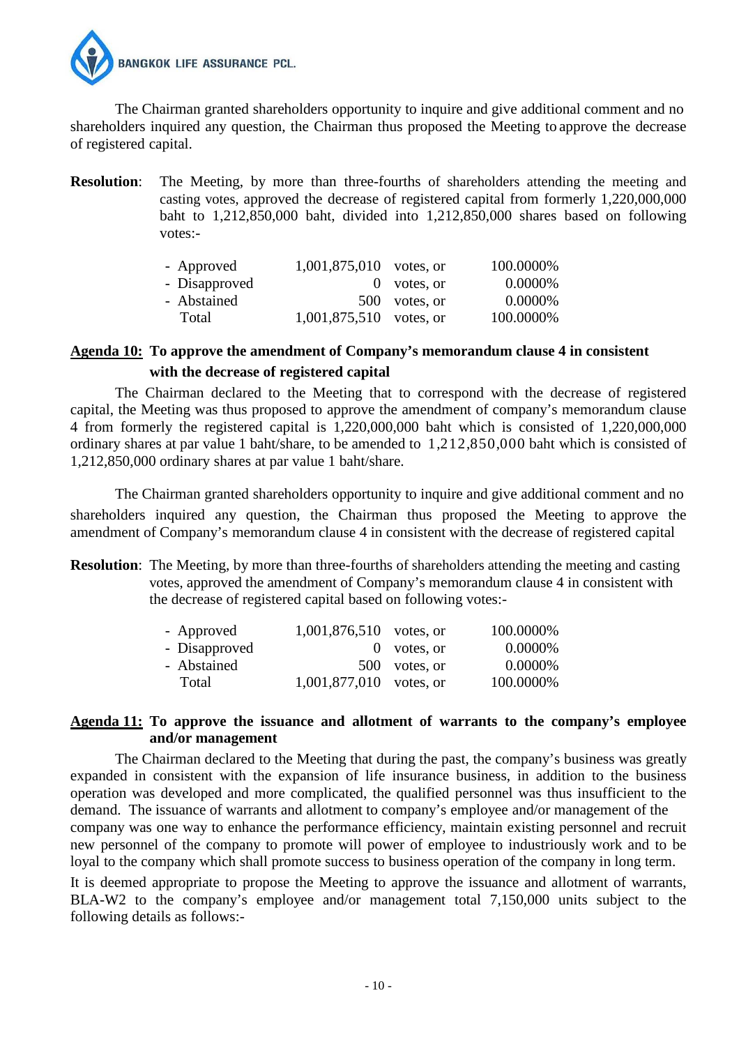The Chairman granted shareholders opportunity to inquire and give additional comment and no shareholders inquired any question, the Chairman thus proposed the Meeting to approve the decrease of registered capital.

**Resolution**: The Meeting, by more than three-fourths of shareholders attending the meeting and casting votes, approved the decrease of registered capital from formerly 1,220,000,000 baht to 1,212,850,000 baht, divided into 1,212,850,000 shares based on following votes:-

| | | | |
|---|---|---|---|
| - Approved | 1,001,875,010 | votes, or | 100.0000% |
| - Disapproved | 0 | votes, or | 0.0000% |
| - Abstained | 500 | votes, or | 0.0000% |
| Total | 1,001,875,510 | votes, or | 100.0000% |

**Agenda 10: To approve the amendment of Company's memorandum clause 4 in consistent with the decrease of registered capital**

The Chairman declared to the Meeting that to correspond with the decrease of registered capital, the Meeting was thus proposed to approve the amendment of company's memorandum clause 4 from formerly the registered capital is 1,220,000,000 baht which is consisted of 1,220,000,000 ordinary shares at par value 1 baht/share, to be amended to 1,212,850,000 baht which is consisted of 1,212,850,000 ordinary shares at par value 1 baht/share.

The Chairman granted shareholders opportunity to inquire and give additional comment and no shareholders inquired any question, the Chairman thus proposed the Meeting to approve the amendment of Company's memorandum clause 4 in consistent with the decrease of registered capital

**Resolution**: The Meeting, by more than three-fourths of shareholders attending the meeting and casting votes, approved the amendment of Company's memorandum clause 4 in consistent with the decrease of registered capital based on following votes:-

| | | | |
|---|---|---|---|
| - Approved | 1,001,876,510 | votes, or | 100.0000% |
| - Disapproved | 0 | votes, or | 0.0000% |
| - Abstained | 500 | votes, or | 0.0000% |
| Total | 1,001,877,010 | votes, or | 100.0000% |

**Agenda 11: To approve the issuance and allotment of warrants to the company's employee and/or management**

The Chairman declared to the Meeting that during the past, the company's business was greatly expanded in consistent with the expansion of life insurance business, in addition to the business operation was developed and more complicated, the qualified personnel was thus insufficient to the demand. The issuance of warrants and allotment to company's employee and/or management of the company was one way to enhance the performance efficiency, maintain existing personnel and recruit new personnel of the company to promote will power of employee to industriously work and to be loyal to the company which shall promote success to business operation of the company in long term.

It is deemed appropriate to propose the Meeting to approve the issuance and allotment of warrants, BLA-W2 to the company's employee and/or management total 7,150,000 units subject to the following details as follows:-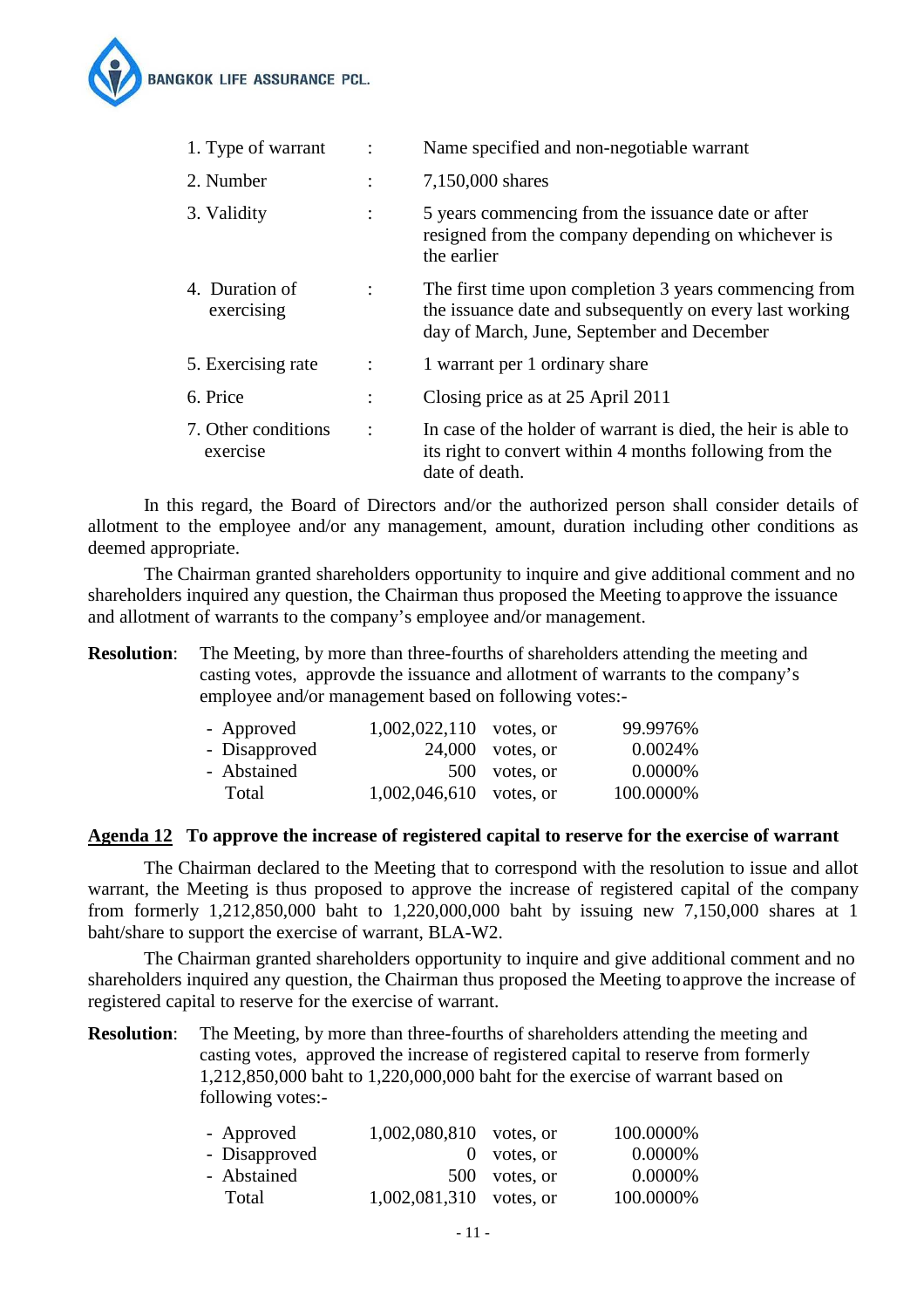| | | |
|---|---|---|
| 1. Type of warrant | : | Name specified and non-negotiable warrant |
| 2. Number | : | 7,150,000 shares |
| 3. Validity | : | 5 years commencing from the issuance date or after resigned from the company depending on whichever is the earlier |
| 4. Duration of exercising | : | The first time upon completion 3 years commencing from the issuance date and subsequently on every last working day of March, June, September and December |
| 5. Exercising rate | : | 1 warrant per 1 ordinary share |
| 6. Price | : | Closing price as at 25 April 2011 |
| 7. Other conditions exercise | : | In case of the holder of warrant is died, the heir is able to its right to convert within 4 months following from the date of death. |

In this regard, the Board of Directors and/or the authorized person shall consider details of allotment to the employee and/or any management, amount, duration including other conditions as deemed appropriate.

The Chairman granted shareholders opportunity to inquire and give additional comment and no shareholders inquired any question, the Chairman thus proposed the Meeting to approve the issuance and allotment of warrants to the company's employee and/or management.

**Resolution**: The Meeting, by more than three-fourths of shareholders attending the meeting and casting votes, approvde the issuance and allotment of warrants to the company's employee and/or management based on following votes:-

| | | | |
|---|---|---|---|
| - Approved | 1,002,022,110 | votes, or | 99.9976% |
| - Disapproved | 24,000 | votes, or | 0.0024% |
| - Abstained | 500 | votes, or | 0.0000% |
| Total | 1,002,046,610 | votes, or | 100.0000% |

**Agenda 12 To approve the increase of registered capital to reserve for the exercise of warrant**

The Chairman declared to the Meeting that to correspond with the resolution to issue and allot warrant, the Meeting is thus proposed to approve the increase of registered capital of the company from formerly 1,212,850,000 baht to 1,220,000,000 baht by issuing new 7,150,000 shares at 1 baht/share to support the exercise of warrant, BLA-W2.

The Chairman granted shareholders opportunity to inquire and give additional comment and no shareholders inquired any question, the Chairman thus proposed the Meeting to approve the increase of registered capital to reserve for the exercise of warrant.

**Resolution**: The Meeting, by more than three-fourths of shareholders attending the meeting and casting votes, approved the increase of registered capital to reserve from formerly 1,212,850,000 baht to 1,220,000,000 baht for the exercise of warrant based on following votes:-

| | | | |
|---|---|---|---|
| - Approved | 1,002,080,810 | votes, or | 100.0000% |
| - Disapproved | 0 | votes, or | 0.0000% |
| - Abstained | 500 | votes, or | 0.0000% |
| Total | 1,002,081,310 | votes, or | 100.0000% |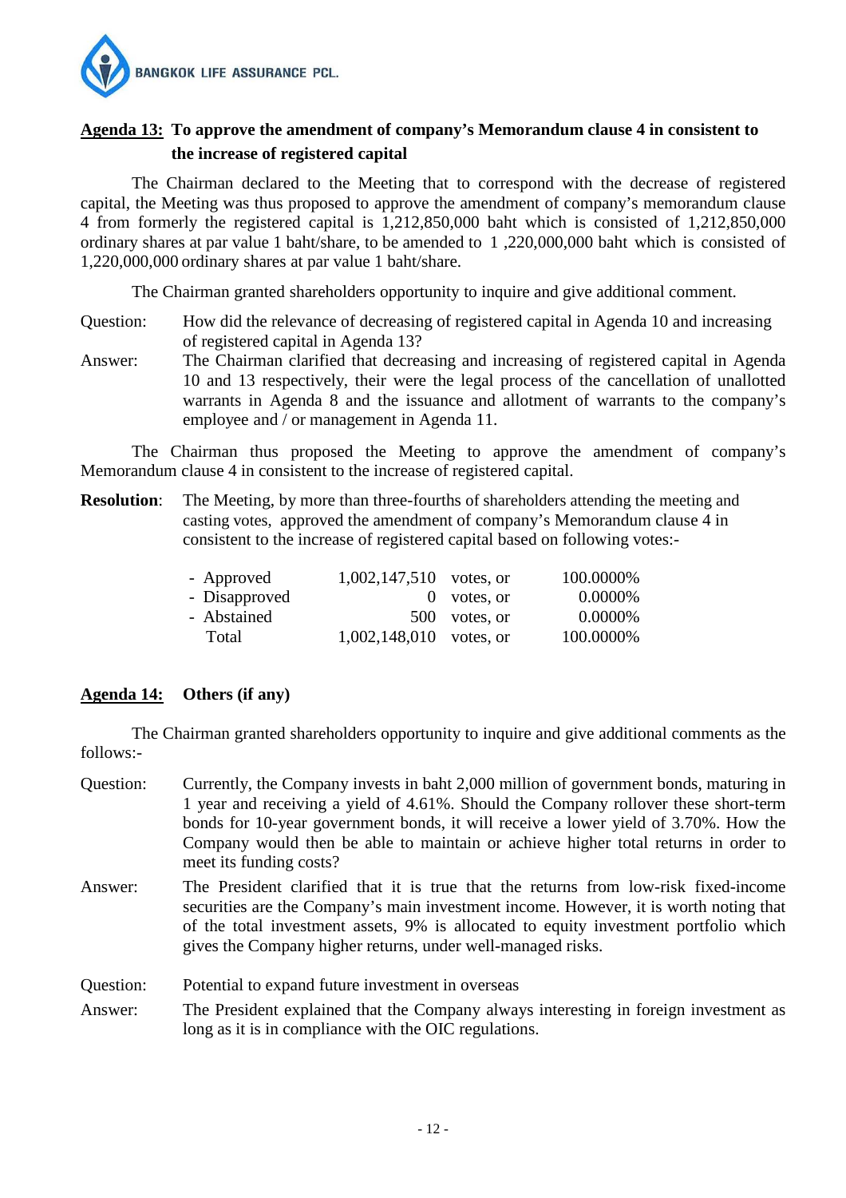**Agenda 13: To approve the amendment of company's Memorandum clause 4 in consistent to the increase of registered capital**

The Chairman declared to the Meeting that to correspond with the decrease of registered capital, the Meeting was thus proposed to approve the amendment of company's memorandum clause 4 from formerly the registered capital is 1,212,850,000 baht which is consisted of 1,212,850,000 ordinary shares at par value 1 baht/share, to be amended to 1 ,220,000,000 baht which is consisted of 1,220,000,000 ordinary shares at par value 1 baht/share.

The Chairman granted shareholders opportunity to inquire and give additional comment.

Question: How did the relevance of decreasing of registered capital in Agenda 10 and increasing of registered capital in Agenda 13?

Answer: The Chairman clarified that decreasing and increasing of registered capital in Agenda 10 and 13 respectively, their were the legal process of the cancellation of unallotted warrants in Agenda 8 and the issuance and allotment of warrants to the company's employee and / or management in Agenda 11.

The Chairman thus proposed the Meeting to approve the amendment of company's Memorandum clause 4 in consistent to the increase of registered capital.

**Resolution**: The Meeting, by more than three-fourths of shareholders attending the meeting and casting votes, approved the amendment of company's Memorandum clause 4 in consistent to the increase of registered capital based on following votes:-

| | | | |
|---|---|---|---|
| - Approved | 1,002,147,510 | votes, or | 100.0000% |
| - Disapproved | 0 | votes, or | 0.0000% |
| - Abstained | 500 | votes, or | 0.0000% |
| Total | 1,002,148,010 | votes, or | 100.0000% |

**Agenda 14: Others (if any)**

The Chairman granted shareholders opportunity to inquire and give additional comments as the follows:-

Question: Currently, the Company invests in baht 2,000 million of government bonds, maturing in 1 year and receiving a yield of 4.61%. Should the Company rollover these short-term bonds for 10-year government bonds, it will receive a lower yield of 3.70%. How the Company would then be able to maintain or achieve higher total returns in order to meet its funding costs?

Answer: The President clarified that it is true that the returns from low-risk fixed-income securities are the Company's main investment income. However, it is worth noting that of the total investment assets, 9% is allocated to equity investment portfolio which gives the Company higher returns, under well-managed risks.

Question: Potential to expand future investment in overseas

Answer: The President explained that the Company always interesting in foreign investment as long as it is in compliance with the OIC regulations.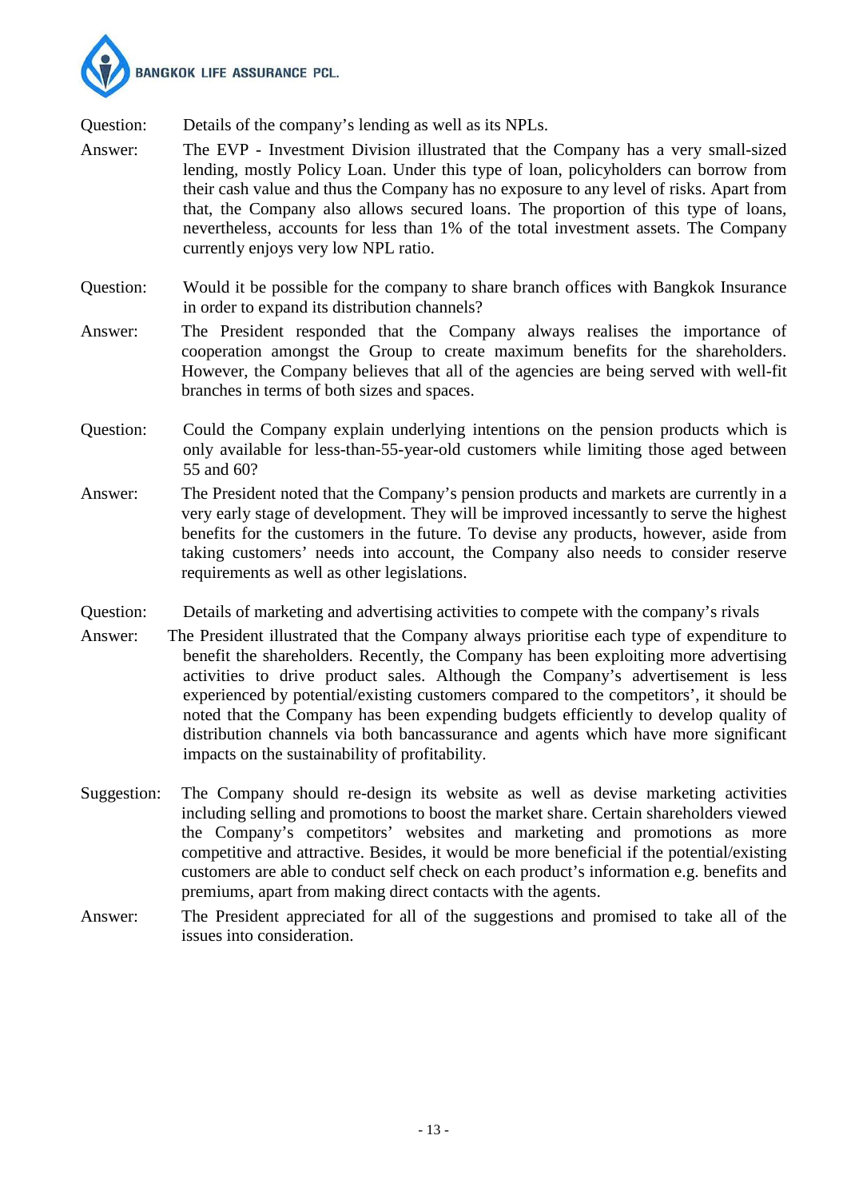Question: Details of the company's lending as well as its NPLs.

Answer: The EVP - Investment Division illustrated that the Company has a very small-sized lending, mostly Policy Loan. Under this type of loan, policyholders can borrow from their cash value and thus the Company has no exposure to any level of risks. Apart from that, the Company also allows secured loans. The proportion of this type of loans, nevertheless, accounts for less than 1% of the total investment assets. The Company currently enjoys very low NPL ratio.

Question: Would it be possible for the company to share branch offices with Bangkok Insurance in order to expand its distribution channels?

Answer: The President responded that the Company always realises the importance of cooperation amongst the Group to create maximum benefits for the shareholders. However, the Company believes that all of the agencies are being served with well-fit branches in terms of both sizes and spaces.

Question: Could the Company explain underlying intentions on the pension products which is only available for less-than-55-year-old customers while limiting those aged between 55 and 60?

Answer: The President noted that the Company's pension products and markets are currently in a very early stage of development. They will be improved incessantly to serve the highest benefits for the customers in the future. To devise any products, however, aside from taking customers' needs into account, the Company also needs to consider reserve requirements as well as other legislations.

Question: Details of marketing and advertising activities to compete with the company's rivals

Answer: The President illustrated that the Company always prioritise each type of expenditure to benefit the shareholders. Recently, the Company has been exploiting more advertising activities to drive product sales. Although the Company's advertisement is less experienced by potential/existing customers compared to the competitors', it should be noted that the Company has been expending budgets efficiently to develop quality of distribution channels via both bancassurance and agents which have more significant impacts on the sustainability of profitability.

Suggestion: The Company should re-design its website as well as devise marketing activities including selling and promotions to boost the market share. Certain shareholders viewed the Company's competitors' websites and marketing and promotions as more competitive and attractive. Besides, it would be more beneficial if the potential/existing customers are able to conduct self check on each product's information e.g. benefits and premiums, apart from making direct contacts with the agents.

Answer: The President appreciated for all of the suggestions and promised to take all of the issues into consideration.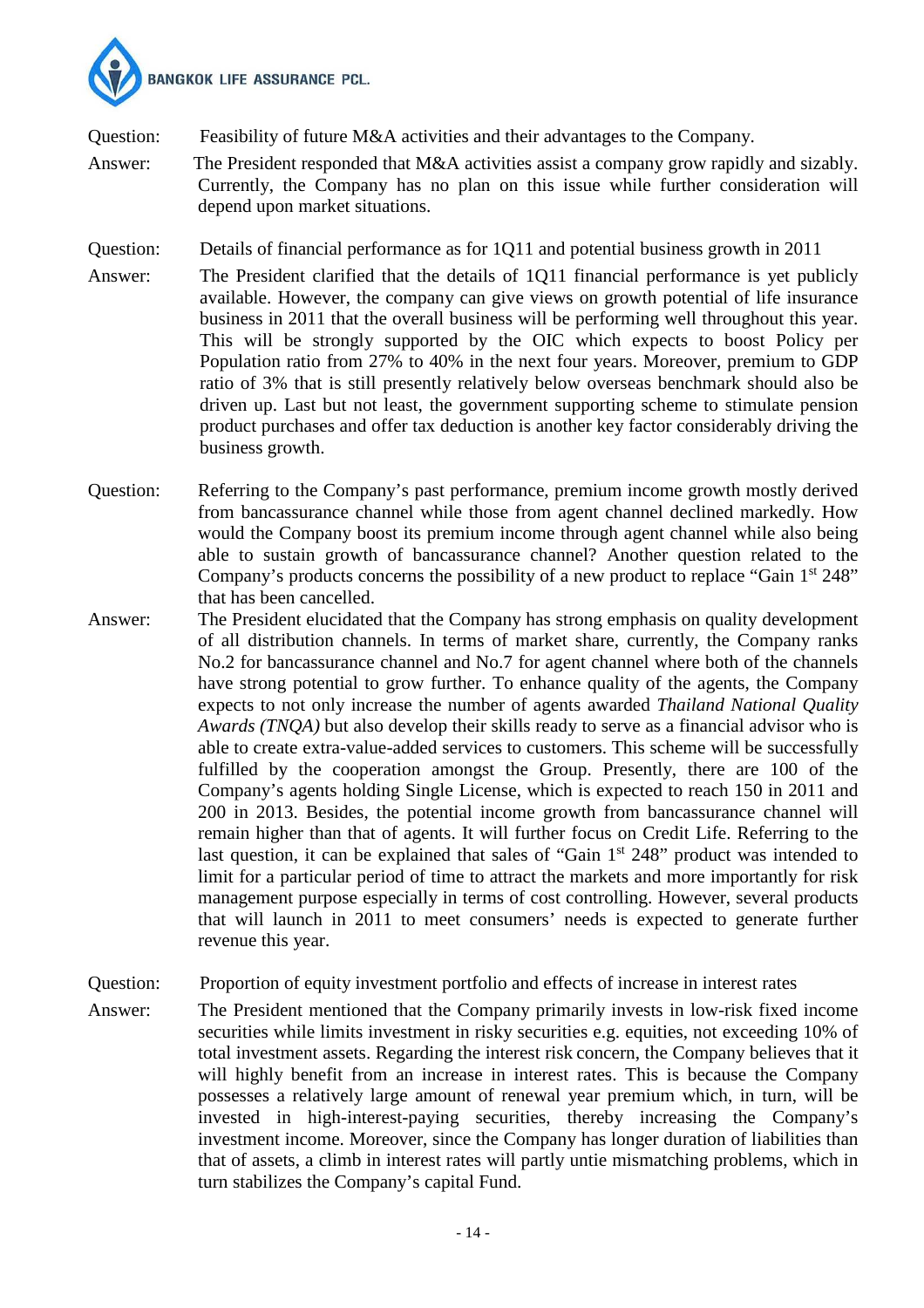Question: Feasibility of future M&A activities and their advantages to the Company.

Answer: The President responded that M&A activities assist a company grow rapidly and sizably. Currently, the Company has no plan on this issue while further consideration will depend upon market situations.

Question: Details of financial performance as for 1Q11 and potential business growth in 2011

Answer: The President clarified that the details of 1Q11 financial performance is yet publicly available. However, the company can give views on growth potential of life insurance business in 2011 that the overall business will be performing well throughout this year. This will be strongly supported by the OIC which expects to boost Policy per Population ratio from 27% to 40% in the next four years. Moreover, premium to GDP ratio of 3% that is still presently relatively below overseas benchmark should also be driven up. Last but not least, the government supporting scheme to stimulate pension product purchases and offer tax deduction is another key factor considerably driving the business growth.

Question: Referring to the Company's past performance, premium income growth mostly derived from bancassurance channel while those from agent channel declined markedly. How would the Company boost its premium income through agent channel while also being able to sustain growth of bancassurance channel? Another question related to the Company's products concerns the possibility of a new product to replace "Gain 1st 248" that has been cancelled.

Answer: The President elucidated that the Company has strong emphasis on quality development of all distribution channels. In terms of market share, currently, the Company ranks No.2 for bancassurance channel and No.7 for agent channel where both of the channels have strong potential to grow further. To enhance quality of the agents, the Company expects to not only increase the number of agents awarded *Thailand National Quality Awards (TNQA)* but also develop their skills ready to serve as a financial advisor who is able to create extra-value-added services to customers. This scheme will be successfully fulfilled by the cooperation amongst the Group. Presently, there are 100 of the Company's agents holding Single License, which is expected to reach 150 in 2011 and 200 in 2013. Besides, the potential income growth from bancassurance channel will remain higher than that of agents. It will further focus on Credit Life. Referring to the last question, it can be explained that sales of "Gain 1st 248" product was intended to limit for a particular period of time to attract the markets and more importantly for risk management purpose especially in terms of cost controlling. However, several products that will launch in 2011 to meet consumers' needs is expected to generate further revenue this year.

Question: Proportion of equity investment portfolio and effects of increase in interest rates

Answer: The President mentioned that the Company primarily invests in low-risk fixed income securities while limits investment in risky securities e.g. equities, not exceeding 10% of total investment assets. Regarding the interest risk concern, the Company believes that it will highly benefit from an increase in interest rates. This is because the Company possesses a relatively large amount of renewal year premium which, in turn, will be invested in high-interest-paying securities, thereby increasing the Company's investment income. Moreover, since the Company has longer duration of liabilities than that of assets, a climb in interest rates will partly untie mismatching problems, which in turn stabilizes the Company's capital Fund.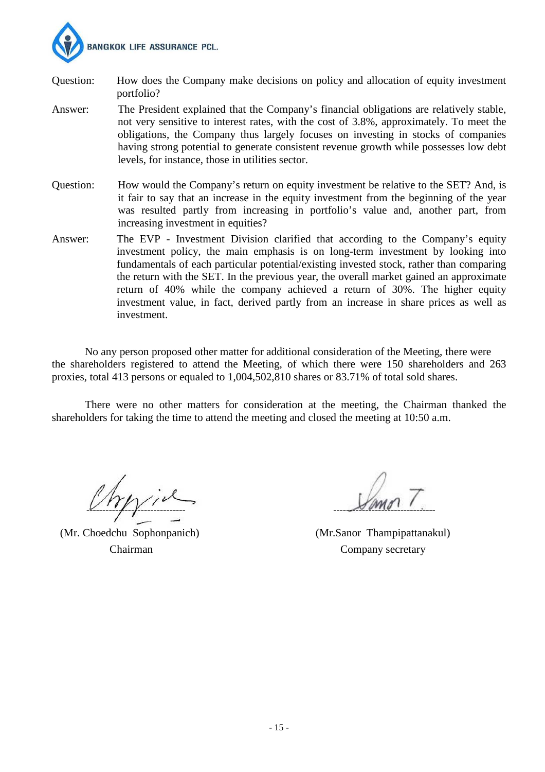Question: How does the Company make decisions on policy and allocation of equity investment portfolio?

Answer: The President explained that the Company's financial obligations are relatively stable, not very sensitive to interest rates, with the cost of 3.8%, approximately. To meet the obligations, the Company thus largely focuses on investing in stocks of companies having strong potential to generate consistent revenue growth while possesses low debt levels, for instance, those in utilities sector.

Question: How would the Company's return on equity investment be relative to the SET? And, is it fair to say that an increase in the equity investment from the beginning of the year was resulted partly from increasing in portfolio's value and, another part, from increasing investment in equities?

Answer: The EVP - Investment Division clarified that according to the Company's equity investment policy, the main emphasis is on long-term investment by looking into fundamentals of each particular potential/existing invested stock, rather than comparing the return with the SET. In the previous year, the overall market gained an approximate return of 40% while the company achieved a return of 30%. The higher equity investment value, in fact, derived partly from an increase in share prices as well as investment.

No any person proposed other matter for additional consideration of the Meeting, there were the shareholders registered to attend the Meeting, of which there were 150 shareholders and 263 proxies, total 413 persons or equaled to 1,004,502,810 shares or 83.71% of total sold shares.

There were no other matters for consideration at the meeting, the Chairman thanked the shareholders for taking the time to attend the meeting and closed the meeting at 10:50 a.m.

(Mr. Choedchu Sophonpanich)
Chairman

(Mr.Sanor Thampipattanakul)
Company secretary